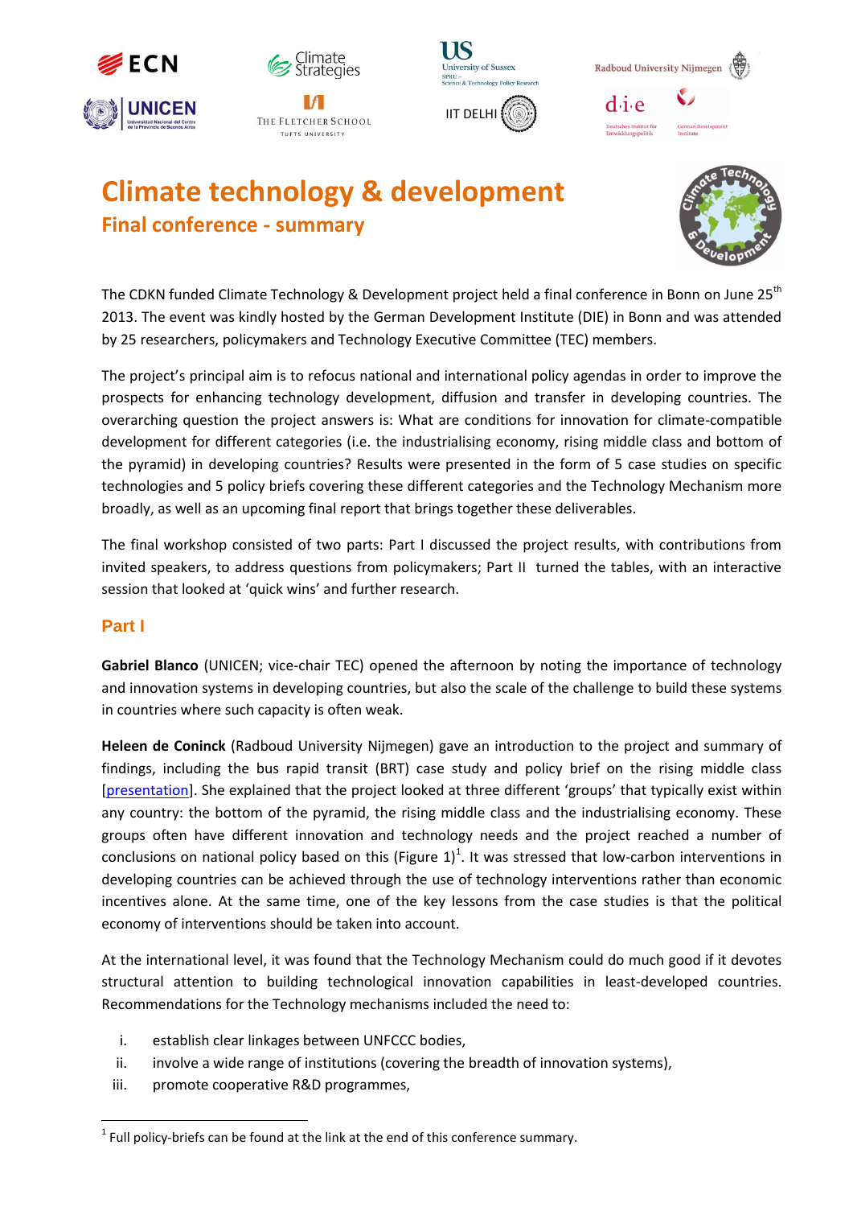# Climate technology & development

## Final conference - summary

The CDKN funded Climate Technology & Development project held a final conference in Bonn on June 25th 2013. The event was kindly hosted by the German Development Institute (DIE) in Bonn and was attended by 25 researchers, policymakers and Technology Executive Committee (TEC) members.

The project's principal aim is to refocus national and international policy agendas in order to improve the prospects for enhancing technology development, diffusion and transfer in developing countries. The overarching question the project answers is: What are conditions for innovation for climate-compatible development for different categories (i.e. the industrialising economy, rising middle class and bottom of the pyramid) in developing countries? Results were presented in the form of 5 case studies on specific technologies and 5 policy briefs covering these different categories and the Technology Mechanism more broadly, as well as an upcoming final report that brings together these deliverables.

The final workshop consisted of two parts: Part I discussed the project results, with contributions from invited speakers, to address questions from policymakers; Part II turned the tables, with an interactive session that looked at 'quick wins' and further research.

### Part I

**Gabriel Blanco** (UNICEN; vice-chair TEC) opened the afternoon by noting the importance of technology and innovation systems in developing countries, but also the scale of the challenge to build these systems in countries where such capacity is often weak.

**Heleen de Coninck** (Radboud University Nijmegen) gave an introduction to the project and summary of findings, including the bus rapid transit (BRT) case study and policy brief on the rising middle class [presentation]. She explained that the project looked at three different 'groups' that typically exist within any country: the bottom of the pyramid, the rising middle class and the industrialising economy. These groups often have different innovation and technology needs and the project reached a number of conclusions on national policy based on this (Figure 1)[1]. It was stressed that low-carbon interventions in developing countries can be achieved through the use of technology interventions rather than economic incentives alone. At the same time, one of the key lessons from the case studies is that the political economy of interventions should be taken into account.

At the international level, it was found that the Technology Mechanism could do much good if it devotes structural attention to building technological innovation capabilities in least-developed countries. Recommendations for the Technology mechanisms included the need to:

i. establish clear linkages between UNFCCC bodies,
ii. involve a wide range of institutions (covering the breadth of innovation systems),
iii. promote cooperative R&D programmes,

[1] Full policy-briefs can be found at the link at the end of this conference summary.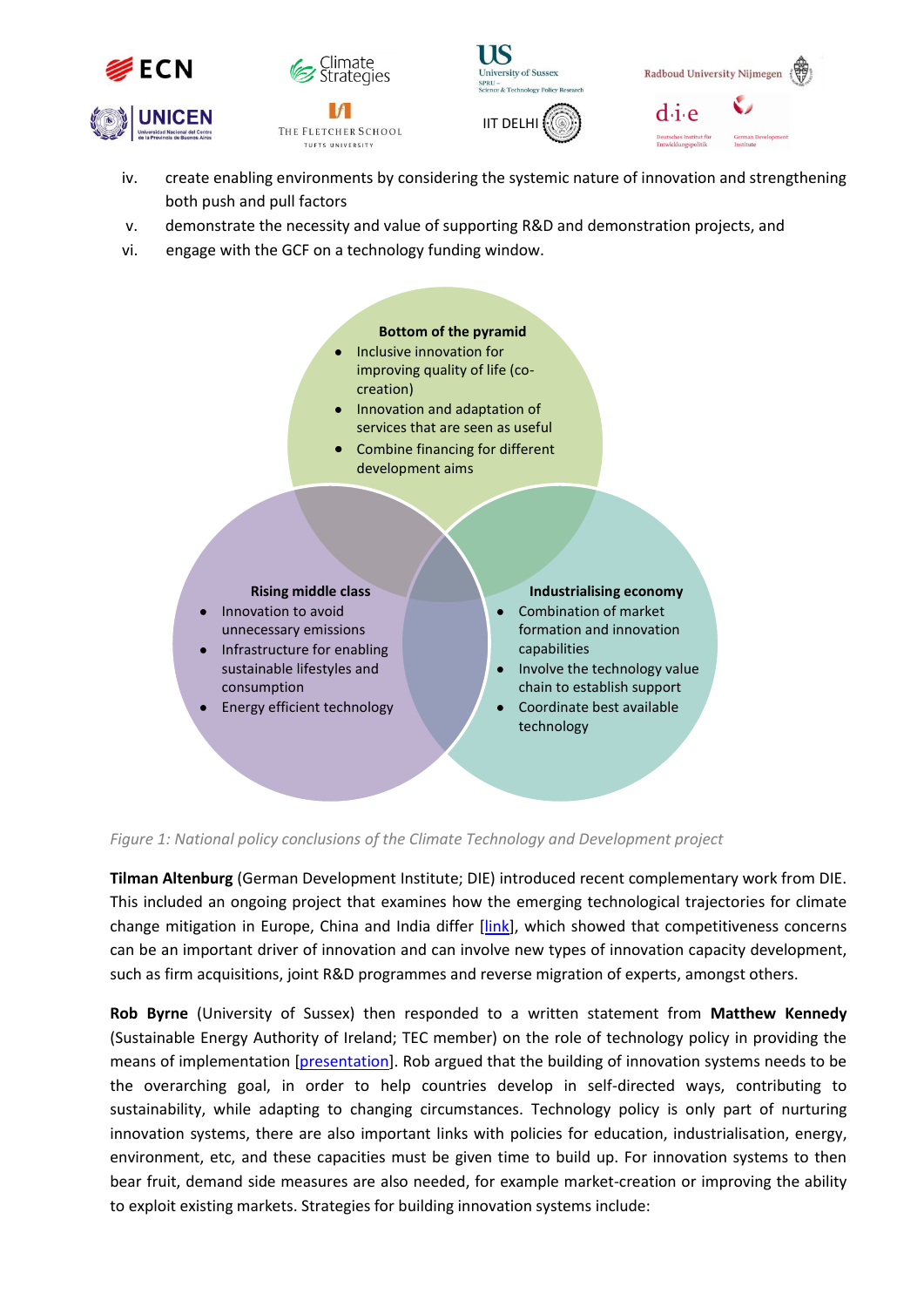iv. create enabling environments by considering the systemic nature of innovation and strengthening both push and pull factors
v. demonstrate the necessity and value of supporting R&D and demonstration projects, and
vi. engage with the GCF on a technology funding window.

**Bottom of the pyramid**
- Inclusive innovation for improving quality of life (co-creation)
- Innovation and adaptation of services that are seen as useful
- Combine financing for different development aims

**Rising middle class**
- Innovation to avoid unnecessary emissions
- Infrastructure for enabling sustainable lifestyles and consumption
- Energy efficient technology

**Industrialising economy**
- Combination of market formation and innovation capabilities
- Involve the technology value chain to establish support
- Coordinate best available technology

*Figure 1: National policy conclusions of the Climate Technology and Development project*

**Tilman Altenburg** (German Development Institute; DIE) introduced recent complementary work from DIE. This included an ongoing project that examines how the emerging technological trajectories for climate change mitigation in Europe, China and India differ [link], which showed that competitiveness concerns can be an important driver of innovation and can involve new types of innovation capacity development, such as firm acquisitions, joint R&D programmes and reverse migration of experts, amongst others.

**Rob Byrne** (University of Sussex) then responded to a written statement from **Matthew Kennedy** (Sustainable Energy Authority of Ireland; TEC member) on the role of technology policy in providing the means of implementation [presentation]. Rob argued that the building of innovation systems needs to be the overarching goal, in order to help countries develop in self-directed ways, contributing to sustainability, while adapting to changing circumstances. Technology policy is only part of nurturing innovation systems, there are also important links with policies for education, industrialisation, energy, environment, etc, and these capacities must be given time to build up. For innovation systems to then bear fruit, demand side measures are also needed, for example market-creation or improving the ability to exploit existing markets. Strategies for building innovation systems include: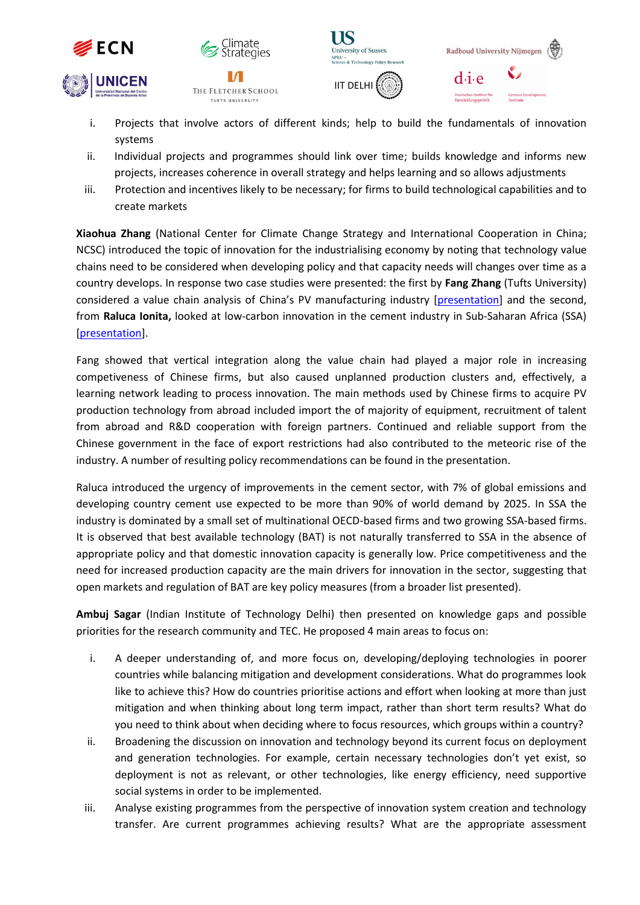i. Projects that involve actors of different kinds; help to build the fundamentals of innovation systems
ii. Individual projects and programmes should link over time; builds knowledge and informs new projects, increases coherence in overall strategy and helps learning and so allows adjustments
iii. Protection and incentives likely to be necessary; for firms to build technological capabilities and to create markets

**Xiaohua Zhang** (National Center for Climate Change Strategy and International Cooperation in China; NCSC) introduced the topic of innovation for the industrialising economy by noting that technology value chains need to be considered when developing policy and that capacity needs will changes over time as a country develops. In response two case studies were presented: the first by **Fang Zhang** (Tufts University) considered a value chain analysis of China's PV manufacturing industry [presentation] and the second, from **Raluca Ionita,** looked at low-carbon innovation in the cement industry in Sub-Saharan Africa (SSA) [presentation].

Fang showed that vertical integration along the value chain had played a major role in increasing competiveness of Chinese firms, but also caused unplanned production clusters and, effectively, a learning network leading to process innovation. The main methods used by Chinese firms to acquire PV production technology from abroad included import the of majority of equipment, recruitment of talent from abroad and R&D cooperation with foreign partners. Continued and reliable support from the Chinese government in the face of export restrictions had also contributed to the meteoric rise of the industry. A number of resulting policy recommendations can be found in the presentation.

Raluca introduced the urgency of improvements in the cement sector, with 7% of global emissions and developing country cement use expected to be more than 90% of world demand by 2025. In SSA the industry is dominated by a small set of multinational OECD-based firms and two growing SSA-based firms. It is observed that best available technology (BAT) is not naturally transferred to SSA in the absence of appropriate policy and that domestic innovation capacity is generally low. Price competitiveness and the need for increased production capacity are the main drivers for innovation in the sector, suggesting that open markets and regulation of BAT are key policy measures (from a broader list presented).

**Ambuj Sagar** (Indian Institute of Technology Delhi) then presented on knowledge gaps and possible priorities for the research community and TEC. He proposed 4 main areas to focus on:

i. A deeper understanding of, and more focus on, developing/deploying technologies in poorer countries while balancing mitigation and development considerations. What do programmes look like to achieve this? How do countries prioritise actions and effort when looking at more than just mitigation and when thinking about long term impact, rather than short term results? What do you need to think about when deciding where to focus resources, which groups within a country?
ii. Broadening the discussion on innovation and technology beyond its current focus on deployment and generation technologies. For example, certain necessary technologies don't yet exist, so deployment is not as relevant, or other technologies, like energy efficiency, need supportive social systems in order to be implemented.
iii. Analyse existing programmes from the perspective of innovation system creation and technology transfer. Are current programmes achieving results? What are the appropriate assessment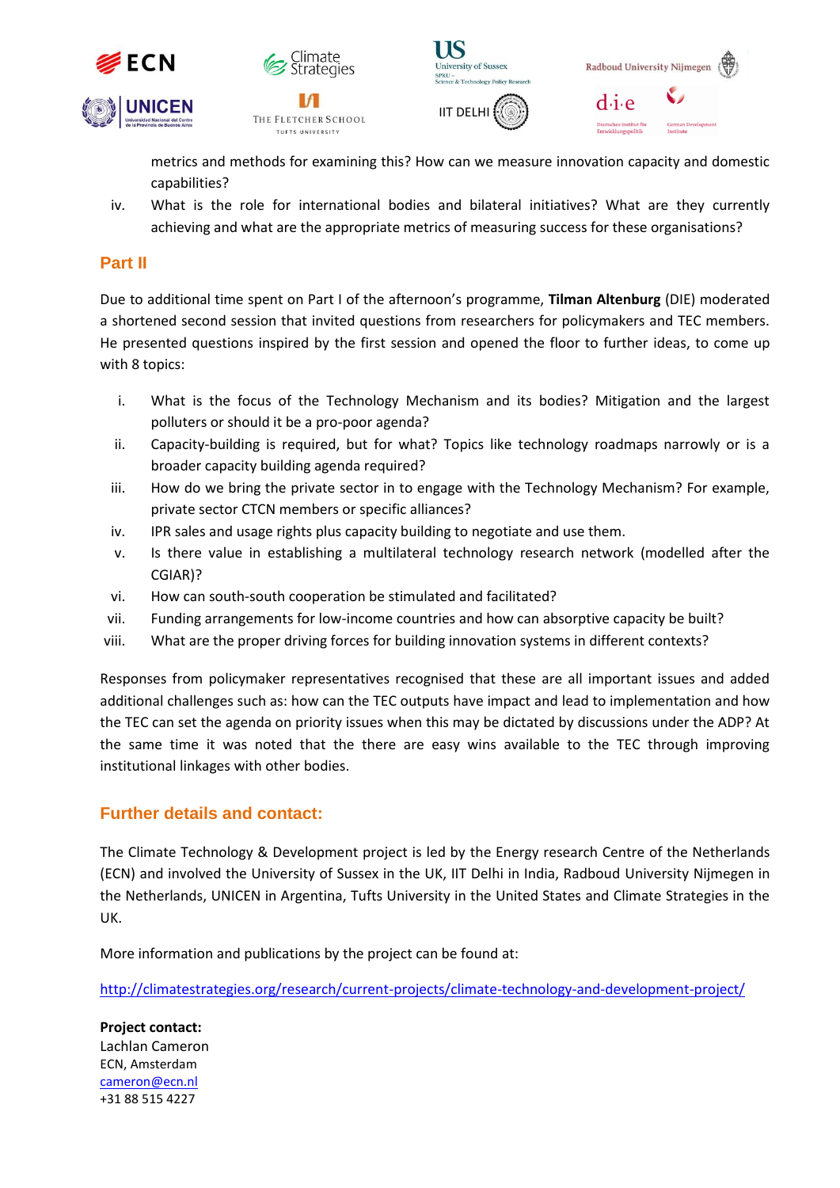metrics and methods for examining this? How can we measure innovation capacity and domestic capabilities?

iv. What is the role for international bodies and bilateral initiatives? What are they currently achieving and what are the appropriate metrics of measuring success for these organisations?

## Part II

Due to additional time spent on Part I of the afternoon's programme, **Tilman Altenburg** (DIE) moderated a shortened second session that invited questions from researchers for policymakers and TEC members. He presented questions inspired by the first session and opened the floor to further ideas, to come up with 8 topics:

i. What is the focus of the Technology Mechanism and its bodies? Mitigation and the largest polluters or should it be a pro-poor agenda?
ii. Capacity-building is required, but for what? Topics like technology roadmaps narrowly or is a broader capacity building agenda required?
iii. How do we bring the private sector in to engage with the Technology Mechanism? For example, private sector CTCN members or specific alliances?
iv. IPR sales and usage rights plus capacity building to negotiate and use them.
v. Is there value in establishing a multilateral technology research network (modelled after the CGIAR)?
vi. How can south-south cooperation be stimulated and facilitated?
vii. Funding arrangements for low-income countries and how can absorptive capacity be built?
viii. What are the proper driving forces for building innovation systems in different contexts?

Responses from policymaker representatives recognised that these are all important issues and added additional challenges such as: how can the TEC outputs have impact and lead to implementation and how the TEC can set the agenda on priority issues when this may be dictated by discussions under the ADP? At the same time it was noted that the there are easy wins available to the TEC through improving institutional linkages with other bodies.

## Further details and contact:

The Climate Technology & Development project is led by the Energy research Centre of the Netherlands (ECN) and involved the University of Sussex in the UK, IIT Delhi in India, Radboud University Nijmegen in the Netherlands, UNICEN in Argentina, Tufts University in the United States and Climate Strategies in the UK.

More information and publications by the project can be found at:

http://climatestrategies.org/research/current-projects/climate-technology-and-development-project/

**Project contact:**
Lachlan Cameron
ECN, Amsterdam
cameron@ecn.nl
+31 88 515 4227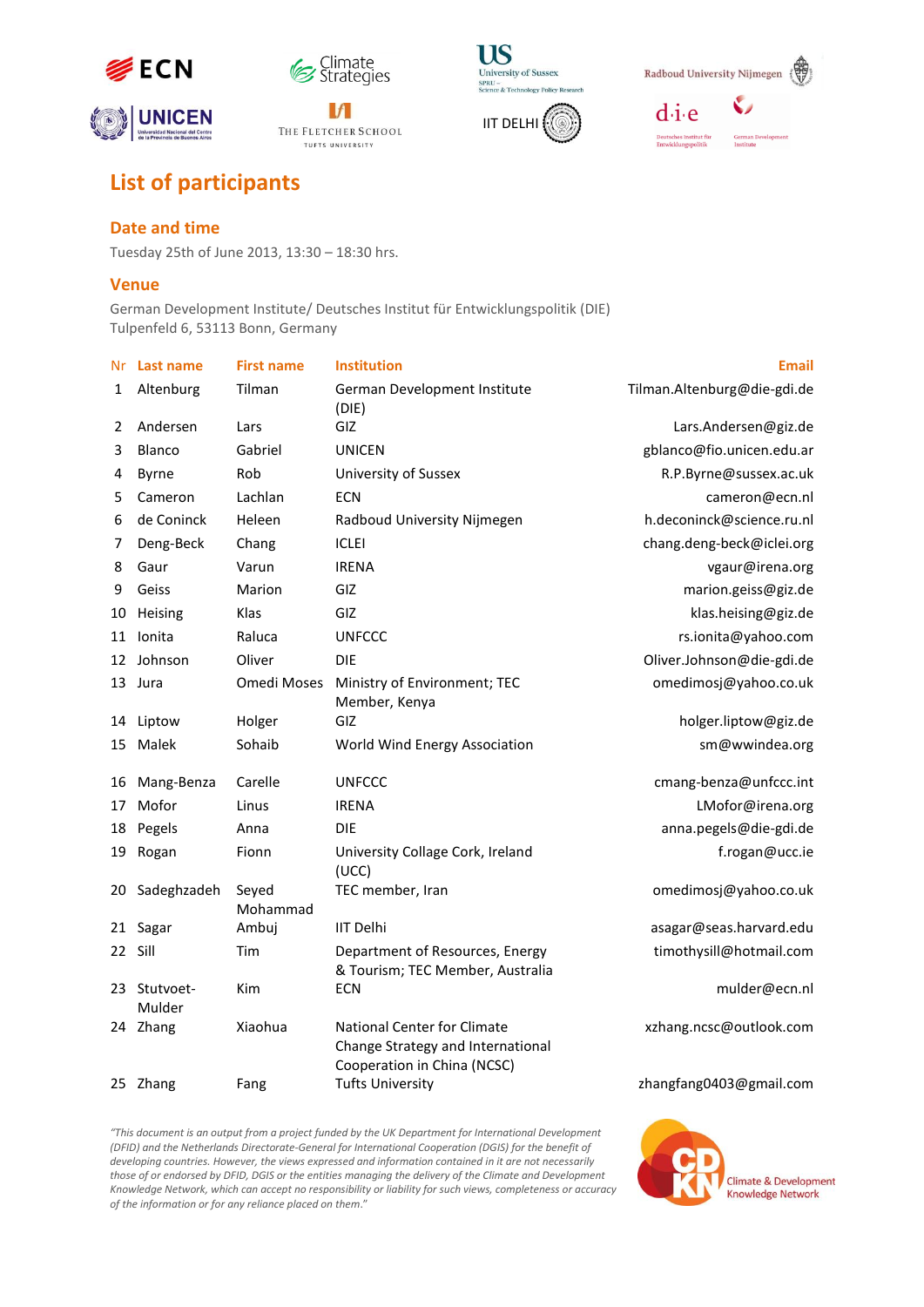## List of participants

### Date and time

Tuesday 25th of June 2013, 13:30 – 18:30 hrs.

### Venue

German Development Institute/ Deutsches Institut für Entwicklungspolitik (DIE)
Tulpenfeld 6, 53113 Bonn, Germany

| Nr | Last name | First name | Institution | Email |
|---|---|---|---|---|
| 1 | Altenburg | Tilman | German Development Institute (DIE) | Tilman.Altenburg@die-gdi.de |
| 2 | Andersen | Lars | GIZ | Lars.Andersen@giz.de |
| 3 | Blanco | Gabriel | UNICEN | gblanco@fio.unicen.edu.ar |
| 4 | Byrne | Rob | University of Sussex | R.P.Byrne@sussex.ac.uk |
| 5 | Cameron | Lachlan | ECN | cameron@ecn.nl |
| 6 | de Coninck | Heleen | Radboud University Nijmegen | h.deconinck@science.ru.nl |
| 7 | Deng-Beck | Chang | ICLEI | chang.deng-beck@iclei.org |
| 8 | Gaur | Varun | IRENA | vgaur@irena.org |
| 9 | Geiss | Marion | GIZ | marion.geiss@giz.de |
| 10 | Heising | Klas | GIZ | klas.heising@giz.de |
| 11 | Ionita | Raluca | UNFCCC | rs.ionita@yahoo.com |
| 12 | Johnson | Oliver | DIE | Oliver.Johnson@die-gdi.de |
| 13 | Jura | Omedi Moses | Ministry of Environment; TEC Member, Kenya | omedimosj@yahoo.co.uk |
| 14 | Liptow | Holger | GIZ | holger.liptow@giz.de |
| 15 | Malek | Sohaib | World Wind Energy Association | sm@wwindea.org |
| 16 | Mang-Benza | Carelle | UNFCCC | cmang-benza@unfccc.int |
| 17 | Mofor | Linus | IRENA | LMofor@irena.org |
| 18 | Pegels | Anna | DIE | anna.pegels@die-gdi.de |
| 19 | Rogan | Fionn | University Collage Cork, Ireland (UCC) | f.rogan@ucc.ie |
| 20 | Sadeghzadeh | Seyed Mohammad | TEC member, Iran | omedimosj@yahoo.co.uk |
| 21 | Sagar | Ambuj | IIT Delhi | asagar@seas.harvard.edu |
| 22 | Sill | Tim | Department of Resources, Energy & Tourism; TEC Member, Australia | timothysill@hotmail.com |
| 23 | Stutvoet-Mulder | Kim | ECN | mulder@ecn.nl |
| 24 | Zhang | Xiaohua | National Center for Climate Change Strategy and International Cooperation in China (NCSC) | xzhang.ncsc@outlook.com |
| 25 | Zhang | Fang | Tufts University | zhangfang0403@gmail.com |

*"This document is an output from a project funded by the UK Department for International Development (DFID) and the Netherlands Directorate-General for International Cooperation (DGIS) for the benefit of developing countries. However, the views expressed and information contained in it are not necessarily those of or endorsed by DFID, DGIS or the entities managing the delivery of the Climate and Development Knowledge Network, which can accept no responsibility or liability for such views, completeness or accuracy of the information or for any reliance placed on them."*